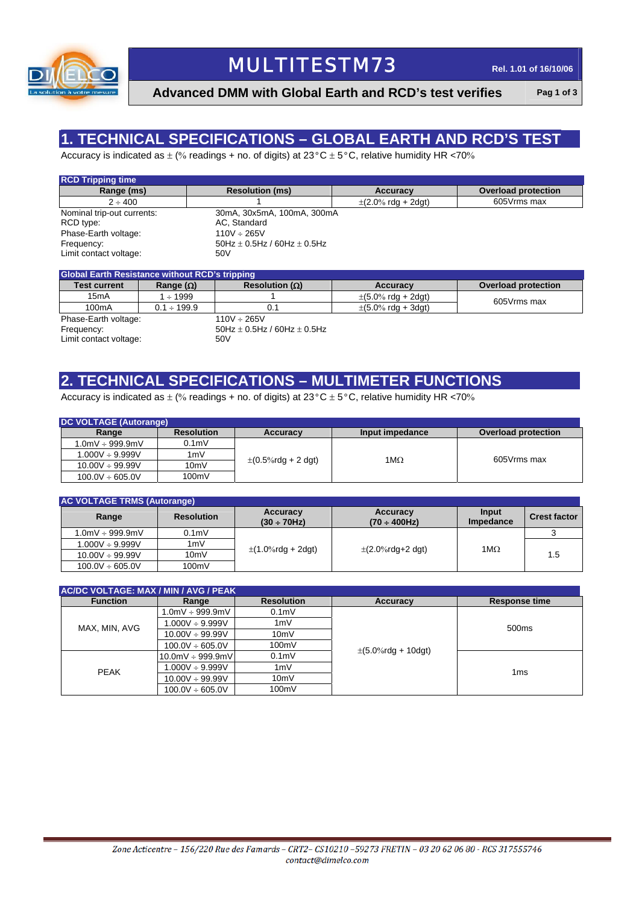# MULTITESTM73

Rel. 1.01 of 16/10/06

**Advanced DMM with Global Earth and RCD's test verifies**

## 1. TECHNICAL SPECIFICATIONS – GLOBAL EARTH AND RCD'S TEST

Accuracy is indicated as ± (% readings + no. of digits) at 23°C ± 5°C, relative humidity HR <70%

**RCD Tripping time**

| Range (ms) | Resolution (ms) | Accuracy | Overload protection |
|---|---|---|---|
| 2 ÷ 400 | 1 | ±(2.0% rdg + 2dgt) | 605Vrms max |

Nominal trip-out currents: 30mA, 30x5mA, 100mA, 300mA
RCD type: AC, Standard
Phase-Earth voltage: 110V ÷ 265V
Frequency: 50Hz ± 0.5Hz / 60Hz ± 0.5Hz
Limit contact voltage: 50V

**Global Earth Resistance without RCD's tripping**

| Test current | Range (Ω) | Resolution (Ω) | Accuracy | Overload protection |
|---|---|---|---|---|
| 15mA | 1 ÷ 1999 | 1 | ±(5.0% rdg + 2dgt) | 605Vrms max |
| 100mA | 0.1 ÷ 199.9 | 0.1 | ±(5.0% rdg + 3dgt) | |

Phase-Earth voltage: 110V ÷ 265V
Frequency: 50Hz ± 0.5Hz / 60Hz ± 0.5Hz
Limit contact voltage: 50V

## 2. TECHNICAL SPECIFICATIONS – MULTIMETER FUNCTIONS

Accuracy is indicated as ± (% readings + no. of digits) at 23°C ± 5°C, relative humidity HR <70%

**DC VOLTAGE (Autorange)**

| Range | Resolution | Accuracy | Input impedance | Overload protection |
|---|---|---|---|---|
| 1.0mV ÷ 999.9mV | 0.1mV | ±(0.5%rdg + 2 dgt) | 1MΩ | 605Vrms max |
| 1.000V ÷ 9.999V | 1mV | | | |
| 10.00V ÷ 99.99V | 10mV | | | |
| 100.0V ÷ 605.0V | 100mV | | | |

**AC VOLTAGE TRMS (Autorange)**

| Range | Resolution | Accuracy (30 ÷ 70Hz) | Accuracy (70 ÷ 400Hz) | Input Impedance | Crest factor |
|---|---|---|---|---|---|
| 1.0mV ÷ 999.9mV | 0.1mV | ±(1.0%rdg + 2dgt) | ±(2.0%rdg+2 dgt) | 1MΩ | 3 |
| 1.000V ÷ 9.999V | 1mV | | | | 1.5 |
| 10.00V ÷ 99.99V | 10mV | | | | |
| 100.0V ÷ 605.0V | 100mV | | | | |

**AC/DC VOLTAGE: MAX / MIN / AVG / PEAK**

| Function | Range | Resolution | Accuracy | Response time |
|---|---|---|---|---|
| MAX, MIN, AVG | 1.0mV ÷ 999.9mV | 0.1mV | ±(5.0%rdg + 10dgt) | 500ms |
| | 1.000V ÷ 9.999V | 1mV | | |
| | 10.00V ÷ 99.99V | 10mV | | |
| | 100.0V ÷ 605.0V | 100mV | | |
| PEAK | 10.0mV ÷ 999.9mV | 0.1mV | | 1ms |
| | 1.000V ÷ 9.999V | 1mV | | |
| | 10.00V ÷ 99.99V | 10mV | | |
| | 100.0V ÷ 605.0V | 100mV | | |

*Zone Acticentre – 156/220 Rue des Famards – CRT2– CS10210 –59273 FRETIN – 03 20 62 06 80 - RCS 317555746*
*contact@dimelco.com*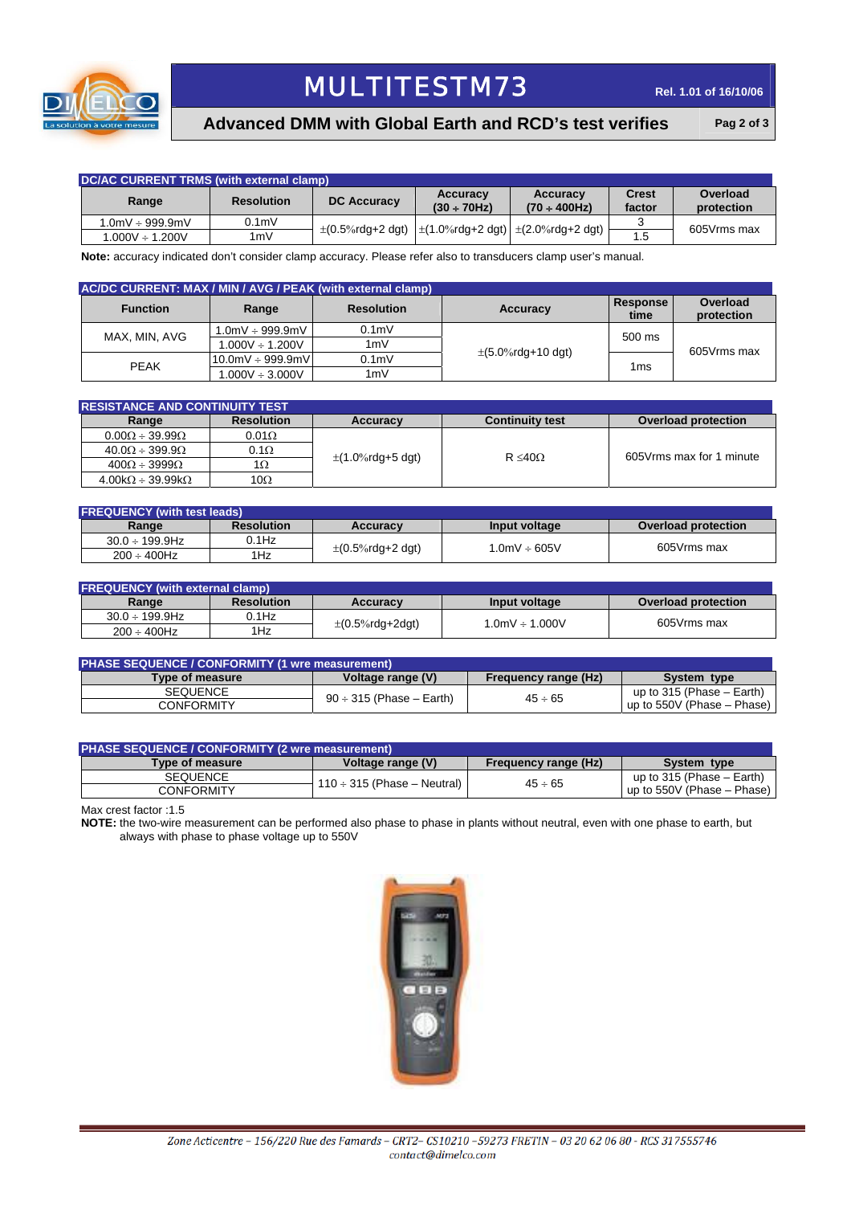## DC/AC CURRENT TRMS (with external clamp)

| Range | Resolution | DC Accuracy | Accuracy (30 ÷ 70Hz) | Accuracy (70 ÷ 400Hz) | Crest factor | Overload protection |
|---|---|---|---|---|---|---|
| 1.0mV ÷ 999.9mV | 0.1mV | ±(0.5%rdg+2 dgt) | ±(1.0%rdg+2 dgt) | ±(2.0%rdg+2 dgt) | 3 | 605Vrms max |
| 1.000V ÷ 1.200V | 1mV | | | | 1.5 | |

**Note:** accuracy indicated don't consider clamp accuracy. Please refer also to transducers clamp user's manual.

## AC/DC CURRENT: MAX / MIN / AVG / PEAK (with external clamp)

| Function | Range | Resolution | Accuracy | Response time | Overload protection |
|---|---|---|---|---|---|
| MAX, MIN, AVG | 1.0mV ÷ 999.9mV | 0.1mV | ±(5.0%rdg+10 dgt) | 500 ms | 605Vrms max |
| | 1.000V ÷ 1.200V | 1mV | | | |
| PEAK | 10.0mV ÷ 999.9mV | 0.1mV | | 1ms | |
| | 1.000V ÷ 3.000V | 1mV | | | |

## RESISTANCE AND CONTINUITY TEST

| Range | Resolution | Accuracy | Continuity test | Overload protection |
|---|---|---|---|---|
| 0.00Ω ÷ 39.99Ω | 0.01Ω | ±(1.0%rdg+5 dgt) | R ≤40Ω | 605Vrms max for 1 minute |
| 40.0Ω ÷ 399.9Ω | 0.1Ω | | | |
| 400Ω ÷ 3999Ω | 1Ω | | | |
| 4.00kΩ ÷ 39.99kΩ | 10Ω | | | |

## FREQUENCY (with test leads)

| Range | Resolution | Accuracy | Input voltage | Overload protection |
|---|---|---|---|---|
| 30.0 ÷ 199.9Hz | 0.1Hz | ±(0.5%rdg+2 dgt) | 1.0mV ÷ 605V | 605Vrms max |
| 200 ÷ 400Hz | 1Hz | | | |

## FREQUENCY (with external clamp)

| Range | Resolution | Accuracy | Input voltage | Overload protection |
|---|---|---|---|---|
| 30.0 ÷ 199.9Hz | 0.1Hz | ±(0.5%rdg+2dgt) | 1.0mV ÷ 1.000V | 605Vrms max |
| 200 ÷ 400Hz | 1Hz | | | |

## PHASE SEQUENCE / CONFORMITY (1 wre measurement)

| Type of measure | Voltage range (V) | Frequency range (Hz) | System type |
|---|---|---|---|
| SEQUENCE | 90 ÷ 315 (Phase – Earth) | 45 ÷ 65 | up to 315 (Phase – Earth) |
| CONFORMITY | | | up to 550V (Phase – Phase) |

## PHASE SEQUENCE / CONFORMITY (2 wre measurement)

| Type of measure | Voltage range (V) | Frequency range (Hz) | System type |
|---|---|---|---|
| SEQUENCE | 110 ÷ 315 (Phase – Neutral) | 45 ÷ 65 | up to 315 (Phase – Earth) |
| CONFORMITY | | | up to 550V (Phase – Phase) |

Max crest factor :1.5

**NOTE:** the two-wire measurement can be performed also phase to phase in plants without neutral, even with one phase to earth, but always with phase to phase voltage up to 550V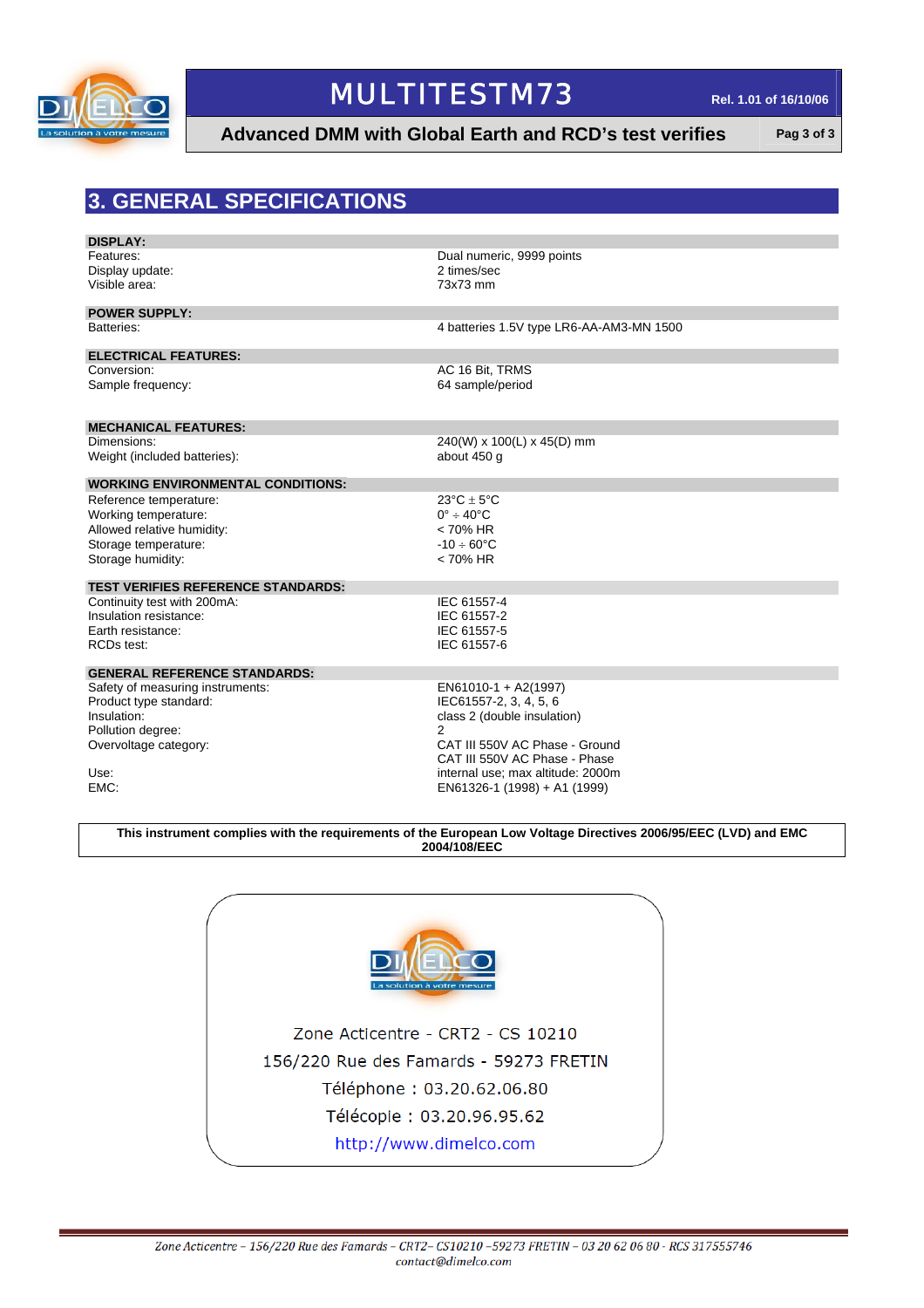## 3. GENERAL SPECIFICATIONS

| | |
|---|---|
| **DISPLAY:** | |
| Features: | Dual numeric, 9999 points |
| Display update: | 2 times/sec |
| Visible area: | 73x73 mm |
| **POWER SUPPLY:** | |
| Batteries: | 4 batteries 1.5V type LR6-AA-AM3-MN 1500 |
| **ELECTRICAL FEATURES:** | |
| Conversion: | AC 16 Bit, TRMS |
| Sample frequency: | 64 sample/period |
| **MECHANICAL FEATURES:** | |
| Dimensions: | 240(W) x 100(L) x 45(D) mm |
| Weight (included batteries): | about 450 g |
| **WORKING ENVIRONMENTAL CONDITIONS:** | |
| Reference temperature: | 23°C ± 5°C |
| Working temperature: | 0° ÷ 40°C |
| Allowed relative humidity: | < 70% HR |
| Storage temperature: | -10 ÷ 60°C |
| Storage humidity: | < 70% HR |
| **TEST VERIFIES REFERENCE STANDARDS:** | |
| Continuity test with 200mA: | IEC 61557-4 |
| Insulation resistance: | IEC 61557-2 |
| Earth resistance: | IEC 61557-5 |
| RCDs test: | IEC 61557-6 |
| **GENERAL REFERENCE STANDARDS:** | |
| Safety of measuring instruments: | EN61010-1 + A2(1997) |
| Product type standard: | IEC61557-2, 3, 4, 5, 6 |
| Insulation: | class 2 (double insulation) |
| Pollution degree: | 2 |
| Overvoltage category: | CAT III 550V AC Phase - Ground<br>CAT III 550V AC Phase - Phase |
| Use: | internal use; max altitude: 2000m |
| EMC: | EN61326-1 (1998) + A1 (1999) |

**This instrument complies with the requirements of the European Low Voltage Directives 2006/95/EEC (LVD) and EMC 2004/108/EEC**

Zone Acticentre - CRT2 - CS 10210
156/220 Rue des Famards - 59273 FRETIN
Téléphone : 03.20.62.06.80
Télécopie : 03.20.96.95.62
http://www.dimelco.com